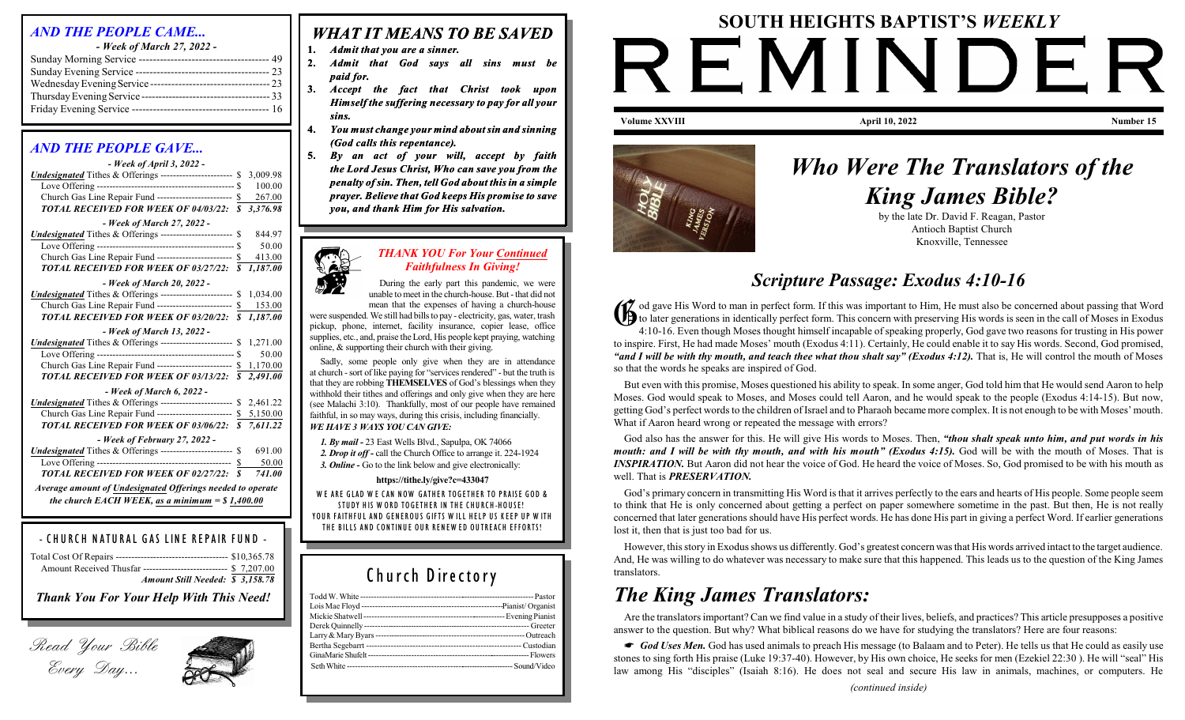## AND THE PEOPLE CAME...

*- Week of March 27, 2022 -*

| Service | Attendance |
|---|---|
| Sunday Morning Service | 49 |
| Sunday Evening Service | 23 |
| Wednesday Evening Service | 23 |
| Thursday Evening Service | 33 |
| Friday Evening Service | 16 |

## AND THE PEOPLE GAVE...

| | |
|---|---|
| ***- Week of April 3, 2022 -*** | |
| *Undesignated* Tithes & Offerings | $ 3,009.98 |
| Love Offering | $ 100.00 |
| Church Gas Line Repair Fund | $ 267.00 |
| ***TOTAL RECEIVED FOR WEEK OF 04/03/22:*** | ***$ 3,376.98*** |
| ***- Week of March 27, 2022 -*** | |
| *Undesignated* Tithes & Offerings | $ 844.97 |
| Love Offering | $ 50.00 |
| Church Gas Line Repair Fund | $ 413.00 |
| ***TOTAL RECEIVED FOR WEEK OF 03/27/22:*** | ***$ 1,187.00*** |
| ***- Week of March 20, 2022 -*** | |
| *Undesignated* Tithes & Offerings | $ 1,034.00 |
| Church Gas Line Repair Fund | $ 153.00 |
| ***TOTAL RECEIVED FOR WEEK OF 03/20/22:*** | ***$ 1,187.00*** |
| ***- Week of March 13, 2022 -*** | |
| *Undesignated* Tithes & Offerings | $ 1,271.00 |
| Love Offering | $ 50.00 |
| Church Gas Line Repair Fund | $ 1,170.00 |
| ***TOTAL RECEIVED FOR WEEK OF 03/13/22:*** | ***$ 2,491.00*** |
| ***- Week of March 6, 2022 -*** | |
| *Undesignated* Tithes & Offerings | $ 2,461.22 |
| Church Gas Line Repair Fund | $ 5,150.00 |
| ***TOTAL RECEIVED FOR WEEK OF 03/06/22:*** | ***$ 7,611.22*** |
| ***- Week of February 27, 2022 -*** | |
| *Undesignated* Tithes & Offerings | $ 691.00 |
| Love Offering | $ 50.00 |
| ***TOTAL RECEIVED FOR WEEK OF 02/27/22:*** | ***$ 741.00*** |

***Average amount of Undesignated Offerings needed to operate the church EACH WEEK, as a minimum = $ 1,400.00***

## - CHURCH NATURAL GAS LINE REPAIR FUND -

| | |
|---|---|
| Total Cost Of Repairs | $10,365.78 |
| Amount Received Thusfar | $ 7,207.00 |
| ***Amount Still Needed:*** | ***$ 3,158.78*** |

***Thank You For Your Help With This Need!***

*Read Your Bible Every Day...*

## WHAT IT MEANS TO BE SAVED

1. ***Admit that you are a sinner.***
2. ***Admit that God says all sins must be paid for.***
3. ***Accept the fact that Christ took upon Himself the suffering necessary to pay for all your sins.***
4. ***You must change your mind about sin and sinning (God calls this repentance).***
5. ***By an act of your will, accept by faith the Lord Jesus Christ, Who can save you from the penalty of sin. Then, tell God about this in a simple prayer. Believe that God keeps His promise to save you, and thank Him for His salvation.***

### *THANK YOU For Your Continued Faithfulness In Giving!*

During the early part this pandemic, we were unable to meet in the church-house. But - that did not mean that the expenses of having a church-house were suspended. We still had bills to pay - electricity, gas, water, trash pickup, phone, internet, facility insurance, copier lease, office supplies, etc., and, praise the Lord, His people kept praying, watching online, & supporting their church with their giving.

Sadly, some people only give when they are in attendance at church - sort of like paying for "services rendered" - but the truth is that they are robbing **THEMSELVES** of God's blessings when they withhold their tithes and offerings and only give when they are here (see Malachi 3:10). Thankfully, most of our people have remained faithful, in so many ways, during this crisis, including financially.

***WE HAVE 3 WAYS YOU CAN GIVE:***

1. *By mail -* 23 East Wells Blvd., Sapulpa, OK 74066
2. *Drop it off -* call the Church Office to arrange it. 224-1924
3. *Online -* Go to the link below and give electronically:

**https://tithe.ly/give?c=433047**

WE ARE GLAD WE CAN NOW GATHER TOGETHER TO PRAISE GOD & STUDY HIS WORD TOGETHER IN THE CHURCH-HOUSE! YOUR FAITHFUL AND GENEROUS GIFTS WILL HELP US KEEP UP WITH THE BILLS AND CONTINUE OUR RENEWED OUTREACH EFFORTS!

## Church Directory

| Name | Role |
|---|---|
| Todd W. White | Pastor |
| Lois Mae Floyd | Pianist/ Organist |
| Mickie Shatwell | Evening Pianist |
| Derek Quinnelly | Greeter |
| Larry & Mary Byars | Outreach |
| Bertha Segebarrt | Custodian |
| GinaMarie Shufelt | Flowers |
| Seth White | Sound/Video |

# SOUTH HEIGHTS BAPTIST'S *WEEKLY* REMINDER

**Volume XXVIII** | **April 10, 2022** | **Number 15**

# *Who Were The Translators of the King James Bible?*

by the late Dr. David F. Reagan, Pastor
Antioch Baptist Church
Knoxville, Tennessee

## *Scripture Passage: Exodus 4:10-16*

God gave His Word to man in perfect form. If this was important to Him, He must also be concerned about passing that Word to later generations in identically perfect form. This concern with preserving His words is seen in the call of Moses in Exodus 4:10-16. Even though Moses thought himself incapable of speaking properly, God gave two reasons for trusting in His power to inspire. First, He had made Moses' mouth (Exodus 4:11). Certainly, He could enable it to say His words. Second, God promised, ***"and I will be with thy mouth, and teach thee what thou shalt say" (Exodus 4:12).*** That is, He will control the mouth of Moses so that the words he speaks are inspired of God.

But even with this promise, Moses questioned his ability to speak. In some anger, God told him that He would send Aaron to help Moses. God would speak to Moses, and Moses could tell Aaron, and he would speak to the people (Exodus 4:14-15). But now, getting God's perfect words to the children of Israel and to Pharaoh became more complex. It is not enough to be with Moses' mouth. What if Aaron heard wrong or repeated the message with errors?

God also has the answer for this. He will give His words to Moses. Then, ***"thou shalt speak unto him, and put words in his mouth: and I will be with thy mouth, and with his mouth" (Exodus 4:15).*** God will be with the mouth of Moses. That is ***INSPIRATION.*** But Aaron did not hear the voice of God. He heard the voice of Moses. So, God promised to be with his mouth as well. That is ***PRESERVATION.***

God's primary concern in transmitting His Word is that it arrives perfectly to the ears and hearts of His people. Some people seem to think that He is only concerned about getting a perfect on paper somewhere sometime in the past. But then, He is not really concerned that later generations should have His perfect words. He has done His part in giving a perfect Word. If earlier generations lost it, then that is just too bad for us.

However, this story in Exodus shows us differently. God's greatest concern was that His words arrived intact to the target audience. And, He was willing to do whatever was necessary to make sure that this happened. This leads us to the question of the King James translators.

## *The King James Translators:*

Are the translators important? Can we find value in a study of their lives, beliefs, and practices? This article presupposes a positive answer to the question. But why? What biblical reasons do we have for studying the translators? Here are four reasons:

☛ ***God Uses Men.*** God has used animals to preach His message (to Balaam and to Peter). He tells us that He could as easily use stones to sing forth His praise (Luke 19:37-40). However, by His own choice, He seeks for men (Ezekiel 22:30 ). He will "seal" His law among His "disciples" (Isaiah 8:16). He does not seal and secure His law in animals, machines, or computers. He

*(continued inside)*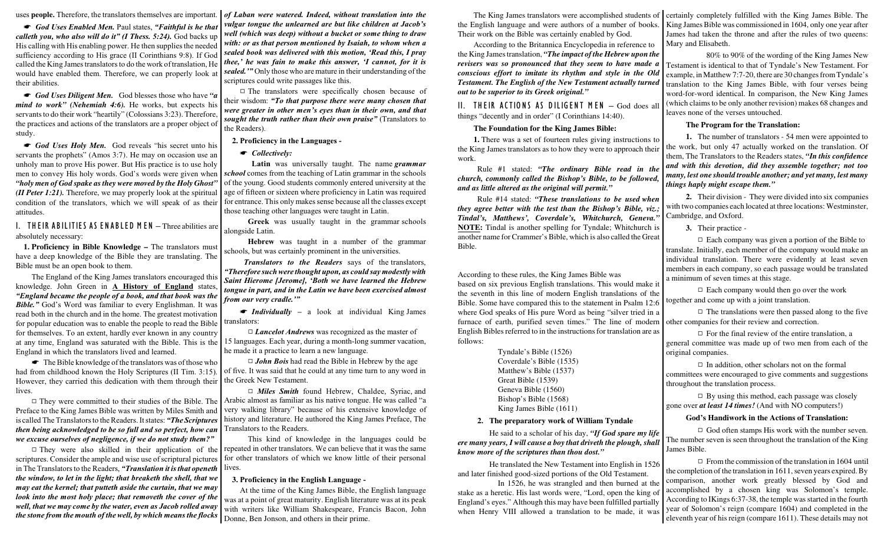uses **people.** Therefore, the translators themselves are important.

☛ ***God Uses Enabled Men.*** Paul states, ***"Faithful is he that calleth you, who also will do it" (I Thess. 5:24).*** God backs up His calling with His enabling power. He then supplies the needed sufficiency according to His grace (II Corinthians 9:8). If God called the King James translators to do the work of translation, He would have enabled them. Therefore, we can properly look at their abilities.

☛ ***God Uses Diligent Men.*** God blesses those who have ***"a mind to work" (Nehemiah 4:6).*** He works, but expects his servants to do their work "heartily" (Colossians 3:23). Therefore, the practices and actions of the translators are a proper object of study.

☛ ***God Uses Holy Men.*** God reveals "his secret unto his servants the prophets" (Amos 3:7). He may on occasion use an unholy man to prove His power. But His practice is to use holy men to convey His holy words. God's words were given when ***"holy men of God spake as they were moved by the Holy Ghost" (II Peter 1:21).*** Therefore, we may properly look at the spiritual condition of the translators, which we will speak of as their attitudes.

## I. THEIR ABILITIES AS ENABLED MEN

– Three abilities are absolutely necessary:

**1. Proficiency in Bible Knowledge –** The translators must have a deep knowledge of the Bible they are translating. The Bible must be an open book to them.

The England of the King James translators encouraged this knowledge. John Green in **A History of England** states, ***"England became the people of a book, and that book was the Bible."*** God's Word was familiar to every Englishman. It was read both in the church and in the home. The greatest motivation for popular education was to enable the people to read the Bible for themselves. To an extent, hardly ever known in any country at any time, England was saturated with the Bible. This is the England in which the translators lived and learned.

☛ The Bible knowledge of the translators was of those who had from childhood known the Holy Scriptures (II Tim. 3:15). However, they carried this dedication with them through their lives.

□ They were committed to their studies of the Bible. The Preface to the King James Bible was written by Miles Smith and is called The Translators to the Readers. It states: ***"The Scriptures then being acknowledged to be so full and so perfect, how can we excuse ourselves of negligence, if we do not study them?"***

□ They were also skilled in their application of the scriptures. Consider the ample and wise use of scriptural pictures in The Translators to the Readers, ***"Translation it is that openeth the window, to let in the light; that breaketh the shell, that we may eat the kernel; that putteth aside the curtain, that we may look into the most holy place; that removeth the cover of the well, that we may come by the water, even as Jacob rolled away the stone from the mouth of the well, by which means the flocks of Laban were watered. Indeed, without translation into the vulgar tongue the unlearned are but like children at Jacob's well (which was deep) without a bucket or some thing to draw with: or as that person mentioned by Isaiah, to whom when a sealed book was delivered with this motion, 'Read this, I pray thee,' he was fain to make this answer, 'I cannot, for it is sealed.'"*** Only those who are mature in their understanding of the scriptures could write passages like this.

□ The translators were specifically chosen because of their wisdom: ***"To that purpose there were many chosen that were greater in other men's eyes than in their own, and that sought the truth rather than their own praise"*** (Translators to the Readers).

**2. Proficiency in the Languages -**

☛ ***Collectively:***

**Latin** was universally taught. The name ***grammar school*** comes from the teaching of Latin grammar in the schools of the young. Good students commonly entered university at the age of fifteen or sixteen where proficiency in Latin was required for entrance. This only makes sense because all the classes except those teaching other languages were taught in Latin.

**Greek** was usually taught in the grammar schools alongside Latin.

**Hebrew** was taught in a number of the grammar schools, but was certainly prominent in the universities.

***Translators to the Readers*** says of the translators, ***"Therefore such were thought upon, as could say modestly with Saint Hierome [Jerome], 'Both we have learned the Hebrew tongue in part, and in the Latin we have been exercised almost from our very cradle.'"***

☛ ***Individually*** – a look at individual King James translators:

□ ***Lancelot Andrews*** was recognized as the master of 15 languages. Each year, during a month-long summer vacation, he made it a practice to learn a new language.

□ ***John Bois*** had read the Bible in Hebrew by the age of five. It was said that he could at any time turn to any word in the Greek New Testament.

□ ***Miles Smith*** found Hebrew, Chaldee, Syriac, and Arabic almost as familiar as his native tongue. He was called "a very walking library" because of his extensive knowledge of history and literature. He authored the King James Preface, The Translators to the Readers.

This kind of knowledge in the languages could be repeated in other translators. We can believe that it was the same for other translators of which we know little of their personal lives.

**3. Proficiency in the English Language -**

At the time of the King James Bible, the English language was at a point of great maturity. English literature was at its peak with writers like William Shakespeare, Francis Bacon, John Donne, Ben Jonson, and others in their prime.

The King James translators were accomplished students of the English language and were authors of a number of books. Their work on the Bible was certainly enabled by God.

According to the Britannica Encyclopedia in reference to the King James translation, ***"The impact of the Hebrew upon the revisers was so pronounced that they seem to have made a conscious effort to imitate its rhythm and style in the Old Testament. The English of the New Testament actually turned out to be superior to its Greek original."***

## II. THEIR ACTIONS AS DILIGENT MEN

– God does all things "decently and in order" (I Corinthians 14:40).

### The Foundation for the King James Bible:

**1.** There was a set of fourteen rules giving instructions to the King James translators as to how they were to approach their work.

Rule #1 stated: ***"The ordinary Bible read in the church, commonly called the Bishop's Bible, to be followed, and as little altered as the original will permit."***

Rule #14 stated: ***"These translations to be used when they agree better with the test than the Bishop's Bible, viz.; Tindal's, Matthews', Coverdale's, Whitchurch, Geneva."*** **NOTE:** Tindal is another spelling for Tyndale; Whitchurch is another name for Crammer's Bible, which is also called the Great Bible.

According to these rules, the King James Bible was based on six previous English translations. This would make it the seventh in this line of modern English translations of the Bible. Some have compared this to the statement in Psalm 12:6 where God speaks of His pure Word as being "silver tried in a furnace of earth, purified seven times." The line of modern English Bibles referred to in the instructions for translation are as follows:

Tyndale's Bible (1526)
Coverdale's Bible (1535)
Matthew's Bible (1537)
Great Bible (1539)
Geneva Bible (1560)
Bishop's Bible (1568)
King James Bible (1611)

**2. The preparatory work of William Tyndale**

He said to a scholar of his day, ***"If God spare my life ere many years, I will cause a boy that driveth the plough, shall know more of the scriptures than thou dost."***

He translated the New Testament into English in 1526 and later finished good-sized portions of the Old Testament.

In 1526, he was strangled and then burned at the stake as a heretic. His last words were, "Lord, open the king of England's eyes." Although this may have been fulfilled partially when Henry VIII allowed a translation to be made, it was certainly completely fulfilled with the King James Bible. The King James Bible was commissioned in 1604, only one year after James had taken the throne and after the rules of two queens: Mary and Elisabeth.

80% to 90% of the wording of the King James New Testament is identical to that of Tyndale's New Testament. For example, in Matthew 7:7-20, there are 30 changes from Tyndale's translation to the King James Bible, with four verses being word-for-word identical. In comparison, the New King James (which claims to be only another revision) makes 68 changes and leaves none of the verses untouched.

### The Program for the Translation:

**1.** The number of translators - 54 men were appointed to the work, but only 47 actually worked on the translation. Of them, The Translators to the Readers states, ***"In this confidence and with this devotion, did they assemble together; not too many, lest one should trouble another; and yet many, lest many things haply might escape them."***

**2.** Their division - They were divided into six companies with two companies each located at three locations: Westminster, Cambridge, and Oxford.

**3.** Their practice -

□ Each company was given a portion of the Bible to translate. Initially, each member of the company would make an individual translation. There were evidently at least seven members in each company, so each passage would be translated a minimum of seven times at this stage.

□ Each company would then go over the work together and come up with a joint translation.

□ The translations were then passed along to the five other companies for their review and correction.

□ For the final review of the entire translation, a general committee was made up of two men from each of the original companies.

□ In addition, other scholars not on the formal committees were encouraged to give comments and suggestions throughout the translation process.

□ By using this method, each passage was closely gone over ***at least 14 times!*** (And with NO computers!)

### God's Handiwork in the Actions of Translation:

□ God often stamps His work with the number seven. The number seven is seen throughout the translation of the King James Bible.

□ From the commission of the translation in 1604 until the completion of the translation in 1611, seven years expired. By comparison, another work greatly blessed by God and accomplished by a chosen king was Solomon's temple. According to IKings 6:37-38, the temple was started in the fourth year of Solomon's reign (compare 1604) and completed in the eleventh year of his reign (compare 1611). These details may not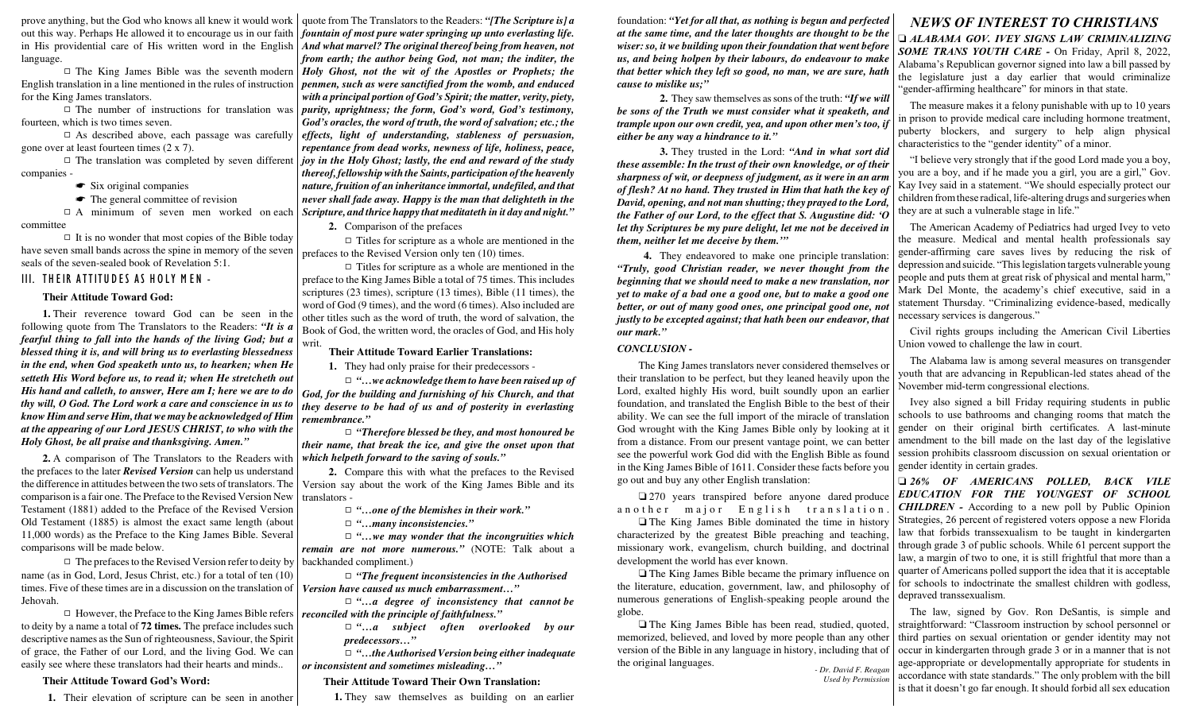prove anything, but the God who knows all knew it would work out this way. Perhaps He allowed it to encourage us in our faith in His providential care of His written word in the English language.

□ The King James Bible was the seventh modern English translation in a line mentioned in the rules of instruction for the King James translators.

□ The number of instructions for translation was fourteen, which is two times seven.

□ As described above, each passage was carefully gone over at least fourteen times (2 x 7).

□ The translation was completed by seven different companies -

- ☛ Six original companies
- ☛ The general committee of revision

□ A minimum of seven men worked on each committee

□ It is no wonder that most copies of the Bible today have seven small bands across the spine in memory of the seven seals of the seven-sealed book of Revelation 5:1.

## III. THEIR ATTITUDES AS HOLY MEN -

### Their Attitude Toward God:

**1.** Their reverence toward God can be seen in the following quote from The Translators to the Readers: ***"It is a fearful thing to fall into the hands of the living God; but a blessed thing it is, and will bring us to everlasting blessedness in the end, when God speaketh unto us, to hearken; when He setteth His Word before us, to read it; when He stretcheth out His hand and calleth, to answer, Here am I; here we are to do thy will, O God. The Lord work a care and conscience in us to know Him and serve Him, that we may be acknowledged of Him at the appearing of our Lord JESUS CHRIST, to who with the Holy Ghost, be all praise and thanksgiving. Amen."***

**2.** A comparison of The Translators to the Readers with the prefaces to the later ***Revised Version*** can help us understand the difference in attitudes between the two sets of translators. The comparison is a fair one. The Preface to the Revised Version New Testament (1881) added to the Preface of the Revised Version Old Testament (1885) is almost the exact same length (about 11,000 words) as the Preface to the King James Bible. Several comparisons will be made below.

□ The prefaces to the Revised Version refer to deity by name (as in God, Lord, Jesus Christ, etc.) for a total of ten (10) times. Five of these times are in a discussion on the translation of Jehovah.

□ However, the Preface to the King James Bible refers to deity by a name a total of **72 times.** The preface includes such descriptive names as the Sun of righteousness, Saviour, the Spirit of grace, the Father of our Lord, and the living God. We can easily see where these translators had their hearts and minds..

### Their Attitude Toward God's Word:

**1.** Their elevation of scripture can be seen in another quote from The Translators to the Readers: ***"[The Scripture is] a fountain of most pure water springing up unto everlasting life. And what marvel? The original thereof being from heaven, not from earth; the author being God, not man; the inditer, the Holy Ghost, not the wit of the Apostles or Prophets; the penmen, such as were sanctified from the womb, and endued with a principal portion of God's Spirit; the matter, verity, piety, purity, uprightness; the form, God's word, God's testimony, God's oracles, the word of truth, the word of salvation; etc.; the effects, light of understanding, stableness of persuasion, repentance from dead works, newness of life, holiness, peace, joy in the Holy Ghost; lastly, the end and reward of the study thereof, fellowship with the Saints, participation of the heavenly nature, fruition of an inheritance immortal, undefiled, and that never shall fade away. Happy is the man that delighteth in the Scripture, and thrice happy that meditateth in it day and night."***

**2.** Comparison of the prefaces

□ Titles for scripture as a whole are mentioned in the prefaces to the Revised Version only ten (10) times.

□ Titles for scripture as a whole are mentioned in the preface to the King James Bible a total of 75 times. This includes scriptures (23 times), scripture (13 times), Bible (11 times), the word of God (9 times), and the word (6 times). Also included are other titles such as the word of truth, the word of salvation, the Book of God, the written word, the oracles of God, and His holy writ.

### Their Attitude Toward Earlier Translations:

**1.** They had only praise for their predecessors -

□ ***"…we acknowledge them to have been raised up of God, for the building and furnishing of His Church, and that they deserve to be had of us and of posterity in everlasting remembrance."***

□ ***"Therefore blessed be they, and most honoured be their name, that break the ice, and give the onset upon that which helpeth forward to the saving of souls."***

**2.** Compare this with what the prefaces to the Revised Version say about the work of the King James Bible and its translators -

□ ***"…one of the blemishes in their work."***

□ ***"…many inconsistencies."***

□ ***"…we may wonder that the incongruities which remain are not more numerous."*** (NOTE: Talk about a backhanded compliment.)

□ ***"The frequent inconsistencies in the Authorised Version have caused us much embarrassment…"***

□ ***"…a degree of inconsistency that cannot be reconciled with the principle of faithfulness."***

□ ***"…a subject often overlooked by our predecessors…"***

□ ***"…the Authorised Version being either inadequate or inconsistent and sometimes misleading…"***

### Their Attitude Toward Their Own Translation:

**1.** They saw themselves as building on an earlier foundation: ***"Yet for all that, as nothing is begun and perfected at the same time, and the later thoughts are thought to be the wiser: so, it we building upon their foundation that went before us, and being holpen by their labours, do endeavour to make that better which they left so good, no man, we are sure, hath cause to mislike us;"***

**2.** They saw themselves as sons of the truth: ***"If we will be sons of the Truth we must consider what it speaketh, and trample upon our own credit, yea, and upon other men's too, if either be any way a hindrance to it."***

**3.** They trusted in the Lord: ***"And in what sort did these assemble: In the trust of their own knowledge, or of their sharpness of wit, or deepness of judgment, as it were in an arm of flesh? At no hand. They trusted in Him that hath the key of David, opening, and not man shutting; they prayed to the Lord, the Father of our Lord, to the effect that S. Augustine did: 'O let thy Scriptures be my pure delight, let me not be deceived in them, neither let me deceive by them.'"***

**4.** They endeavored to make one principle translation: ***"Truly, good Christian reader, we never thought from the beginning that we should need to make a new translation, nor yet to make of a bad one a good one, but to make a good one better, or out of many good ones, one principal good one, not justly to be excepted against; that hath been our endeavor, that our mark."***

### *CONCLUSION -*

The King James translators never considered themselves or their translation to be perfect, but they leaned heavily upon the Lord, exalted highly His word, built soundly upon an earlier foundation, and translated the English Bible to the best of their ability. We can see the full import of the miracle of translation God wrought with the King James Bible only by looking at it from a distance. From our present vantage point, we can better see the powerful work God did with the English Bible as found in the King James Bible of 1611. Consider these facts before you go out and buy any other English translation:

❑ 270 years transpired before anyone dared produce another major English translation.

❑ The King James Bible dominated the time in history characterized by the greatest Bible preaching and teaching, missionary work, evangelism, church building, and doctrinal development the world has ever known.

❑ The King James Bible became the primary influence on the literature, education, government, law, and philosophy of numerous generations of English-speaking people around the globe.

❑ The King James Bible has been read, studied, quoted, memorized, believed, and loved by more people than any other version of the Bible in any language in history, including that of the original languages.

*- Dr. David F. Reagan*
*Used by Permission*

# *NEWS OF INTEREST TO CHRISTIANS*

❑ ***ALABAMA GOV. IVEY SIGNS LAW CRIMINALIZING SOME TRANS YOUTH CARE -*** On Friday, April 8, 2022, Alabama's Republican governor signed into law a bill passed by the legislature just a day earlier that would criminalize "gender-affirming healthcare" for minors in that state.

The measure makes it a felony punishable with up to 10 years in prison to provide medical care including hormone treatment, puberty blockers, and surgery to help align physical characteristics to the "gender identity" of a minor.

"I believe very strongly that if the good Lord made you a boy, you are a boy, and if he made you a girl, you are a girl," Gov. Kay Ivey said in a statement. "We should especially protect our children from these radical, life-altering drugs and surgeries when they are at such a vulnerable stage in life."

The American Academy of Pediatrics had urged Ivey to veto the measure. Medical and mental health professionals say gender-affirming care saves lives by reducing the risk of depression and suicide. "This legislation targets vulnerable young people and puts them at great risk of physical and mental harm," Mark Del Monte, the academy's chief executive, said in a statement Thursday. "Criminalizing evidence-based, medically necessary services is dangerous."

Civil rights groups including the American Civil Liberties Union vowed to challenge the law in court.

The Alabama law is among several measures on transgender youth that are advancing in Republican-led states ahead of the November mid-term congressional elections.

Ivey also signed a bill Friday requiring students in public schools to use bathrooms and changing rooms that match the gender on their original birth certificates. A last-minute amendment to the bill made on the last day of the legislative session prohibits classroom discussion on sexual orientation or gender identity in certain grades.

❑ ***26% OF AMERICANS POLLED, BACK VILE EDUCATION FOR THE YOUNGEST OF SCHOOL CHILDREN -*** According to a new poll by Public Opinion Strategies, 26 percent of registered voters oppose a new Florida law that forbids transsexualism to be taught in kindergarten through grade 3 of public schools. While 61 percent support the law, a margin of two to one, it is still frightful that more than a quarter of Americans polled support the idea that it is acceptable for schools to indoctrinate the smallest children with godless, depraved transsexualism.

The law, signed by Gov. Ron DeSantis, is simple and straightforward: "Classroom instruction by school personnel or third parties on sexual orientation or gender identity may not occur in kindergarten through grade 3 or in a manner that is not age-appropriate or developmentally appropriate for students in accordance with state standards." The only problem with the bill is that it doesn't go far enough. It should forbid all sex education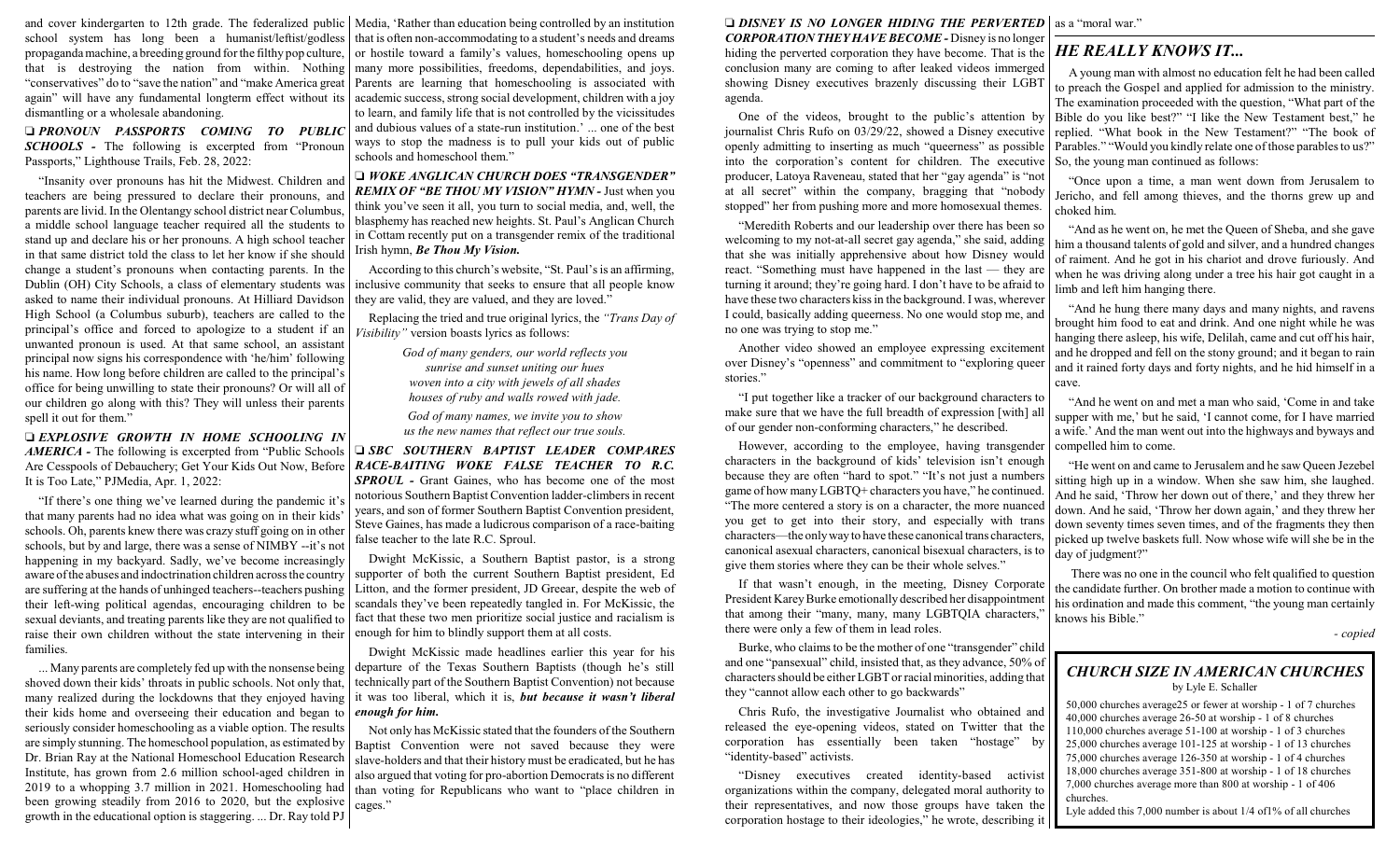and cover kindergarten to 12th grade. The federalized public school system has long been a humanist/leftist/godless propaganda machine, a breeding ground for the filthy pop culture, that is destroying the nation from within. Nothing "conservatives" do to "save the nation" and "make America great again" will have any fundamental longterm effect without its dismantling or a wholesale abandoning.

❑ ***PRONOUN PASSPORTS COMING TO PUBLIC SCHOOLS*** **-** The following is excerpted from "Pronoun Passports," Lighthouse Trails, Feb. 28, 2022:

"Insanity over pronouns has hit the Midwest. Children and teachers are being pressured to declare their pronouns, and parents are livid. In the Olentangy school district near Columbus, a middle school language teacher required all the students to stand up and declare his or her pronouns. A high school teacher in that same district told the class to let her know if she should change a student's pronouns when contacting parents. In the Dublin (OH) City Schools, a class of elementary students was asked to name their individual pronouns. At Hilliard Davidson High School (a Columbus suburb), teachers are called to the principal's office and forced to apologize to a student if an unwanted pronoun is used. At that same school, an assistant principal now signs his correspondence with 'he/him' following his name. How long before children are called to the principal's office for being unwilling to state their pronouns? Or will all of our children go along with this? They will unless their parents spell it out for them."

❑ ***EXPLOSIVE GROWTH IN HOME SCHOOLING IN AMERICA*** **-** The following is excerpted from "Public Schools Are Cesspools of Debauchery; Get Your Kids Out Now, Before It Is Too Late," PJMedia, Apr. 1, 2022:

"If there's one thing we've learned during the pandemic it's that many parents had no idea what was going on in their kids' schools. Oh, parents knew there was crazy stuff going on in other schools, but by and large, there was a sense of NIMBY --it's not happening in my backyard. Sadly, we've become increasingly aware of the abuses and indoctrination children across the country are suffering at the hands of unhinged teachers--teachers pushing their left-wing political agendas, encouraging children to be sexual deviants, and treating parents like they are not qualified to raise their own children without the state intervening in their families.

... Many parents are completely fed up with the nonsense being shoved down their kids' throats in public schools. Not only that, many realized during the lockdowns that they enjoyed having their kids home and overseeing their education and began to seriously consider homeschooling as a viable option. The results are simply stunning. The homeschool population, as estimated by Dr. Brian Ray at the National Homeschool Education Research Institute, has grown from 2.6 million school-aged children in 2019 to a whopping 3.7 million in 2021. Homeschooling had been growing steadily from 2016 to 2020, but the explosive growth in the educational option is staggering. ... Dr. Ray told PJ Media, 'Rather than education being controlled by an institution that is often non-accommodating to a student's needs and dreams or hostile toward a family's values, homeschooling opens up many more possibilities, freedoms, dependabilities, and joys. Parents are learning that homeschooling is associated with academic success, strong social development, children with a joy to learn, and family life that is not controlled by the vicissitudes and dubious values of a state-run institution.' ... one of the best ways to stop the madness is to pull your kids out of public schools and homeschool them."

❑ ***WOKE ANGLICAN CHURCH DOES "TRANSGENDER" REMIX OF "BE THOU MY VISION" HYMN*** **-** Just when you think you've seen it all, you turn to social media, and, well, the blasphemy has reached new heights. St. Paul's Anglican Church in Cottam recently put on a transgender remix of the traditional Irish hymn, ***Be Thou My Vision.***

According to this church's website, "St. Paul's is an affirming, inclusive community that seeks to ensure that all people know they are valid, they are valued, and they are loved."

Replacing the tried and true original lyrics, the *"Trans Day of Visibility"* version boasts lyrics as follows:

*God of many genders, our world reflects you*
*sunrise and sunset uniting our hues*
*woven into a city with jewels of all shades*
*houses of ruby and walls rowed with jade.*

*God of many names, we invite you to show*
*us the new names that reflect our true souls.*

❑ ***SBC SOUTHERN BAPTIST LEADER COMPARES RACE-BAITING WOKE FALSE TEACHER TO R.C. SPROUL*** **-** Grant Gaines, who has become one of the most notorious Southern Baptist Convention ladder-climbers in recent years, and son of former Southern Baptist Convention president, Steve Gaines, has made a ludicrous comparison of a race-baiting false teacher to the late R.C. Sproul.

Dwight McKissic, a Southern Baptist pastor, is a strong supporter of both the current Southern Baptist president, Ed Litton, and the former president, JD Greear, despite the web of scandals they've been repeatedly tangled in. For McKissic, the fact that these two men prioritize social justice and racialism is enough for him to blindly support them at all costs.

Dwight McKissic made headlines earlier this year for his departure of the Texas Southern Baptists (though he's still technically part of the Southern Baptist Convention) not because it was too liberal, which it is, ***but because it wasn't liberal enough for him.***

Not only has McKissic stated that the founders of the Southern Baptist Convention were not saved because they were slave-holders and that their history must be eradicated, but he has also argued that voting for pro-abortion Democrats is no different than voting for Republicans who want to "place children in cages."

❑ ***DISNEY IS NO LONGER HIDING THE PERVERTED CORPORATION THEY HAVE BECOME*** **-** Disney is no longer hiding the perverted corporation they have become. That is the conclusion many are coming to after leaked videos immerged showing Disney executives brazenly discussing their LGBT agenda.

One of the videos, brought to the public's attention by journalist Chris Rufo on 03/29/22, showed a Disney executive openly admitting to inserting as much "queerness" as possible into the corporation's content for children. The executive producer, Latoya Raveneau, stated that her "gay agenda" is "not at all secret" within the company, bragging that "nobody stopped" her from pushing more and more homosexual themes.

"Meredith Roberts and our leadership over there has been so welcoming to my not-at-all secret gay agenda," she said, adding that she was initially apprehensive about how Disney would react. "Something must have happened in the last — they are turning it around; they're going hard. I don't have to be afraid to have these two characters kiss in the background. I was, wherever I could, basically adding queerness. No one would stop me, and no one was trying to stop me."

Another video showed an employee expressing excitement over Disney's "openness" and commitment to "exploring queer stories."

"I put together like a tracker of our background characters to make sure that we have the full breadth of expression [with] all of our gender non-conforming characters," he described.

However, according to the employee, having transgender characters in the background of kids' television isn't enough because they are often "hard to spot." "It's not just a numbers game of how many LGBTQ+ characters you have," he continued. "The more centered a story is on a character, the more nuanced you get to get into their story, and especially with trans characters—the only way to have these canonical trans characters, canonical asexual characters, canonical bisexual characters, is to give them stories where they can be their whole selves."

If that wasn't enough, in the meeting, Disney Corporate President Karey Burke emotionally described her disappointment that among their "many, many, many LGBTQIA characters," there were only a few of them in lead roles.

Burke, who claims to be the mother of one "transgender" child and one "pansexual" child, insisted that, as they advance, 50% of characters should be either LGBT or racial minorities, adding that they "cannot allow each other to go backwards"

Chris Rufo, the investigative Journalist who obtained and released the eye-opening videos, stated on Twitter that the corporation has essentially been taken "hostage" by "identity-based" activists.

"Disney executives created identity-based activist organizations within the company, delegated moral authority to their representatives, and now those groups have taken the corporation hostage to their ideologies," he wrote, describing it as a "moral war."

## *HE REALLY KNOWS IT...*

A young man with almost no education felt he had been called to preach the Gospel and applied for admission to the ministry. The examination proceeded with the question, "What part of the Bible do you like best?" "I like the New Testament best," he replied. "What book in the New Testament?" "The book of Parables." "Would you kindly relate one of those parables to us?" So, the young man continued as follows:

"Once upon a time, a man went down from Jerusalem to Jericho, and fell among thieves, and the thorns grew up and choked him.

"And as he went on, he met the Queen of Sheba, and she gave him a thousand talents of gold and silver, and a hundred changes of raiment. And he got in his chariot and drove furiously. And when he was driving along under a tree his hair got caught in a limb and left him hanging there.

"And he hung there many days and many nights, and ravens brought him food to eat and drink. And one night while he was hanging there asleep, his wife, Delilah, came and cut off his hair, and he dropped and fell on the stony ground; and it began to rain and it rained forty days and forty nights, and he hid himself in a cave.

"And he went on and met a man who said, 'Come in and take supper with me,' but he said, 'I cannot come, for I have married a wife.' And the man went out into the highways and byways and compelled him to come.

"He went on and came to Jerusalem and he saw Queen Jezebel sitting high up in a window. When she saw him, she laughed. And he said, 'Throw her down out of there,' and they threw her down. And he said, 'Throw her down again,' and they threw her down seventy times seven times, and of the fragments they then picked up twelve baskets full. Now whose wife will she be in the day of judgment?"

There was no one in the council who felt qualified to question the candidate further. On brother made a motion to continue with his ordination and made this comment, "the young man certainly knows his Bible."

*- copied*

## *CHURCH SIZE IN AMERICAN CHURCHES*

by Lyle E. Schaller

50,000 churches average25 or fewer at worship - 1 of 7 churches
40,000 churches average 26-50 at worship - 1 of 8 churches
110,000 churches average 51-100 at worship - 1 of 3 churches
25,000 churches average 101-125 at worship - 1 of 13 churches
75,000 churches average 126-350 at worship - 1 of 4 churches
18,000 churches average 351-800 at worship - 1 of 18 churches
7,000 churches average more than 800 at worship - 1 of 406 churches.
Lyle added this 7,000 number is about 1/4 of1% of all churches